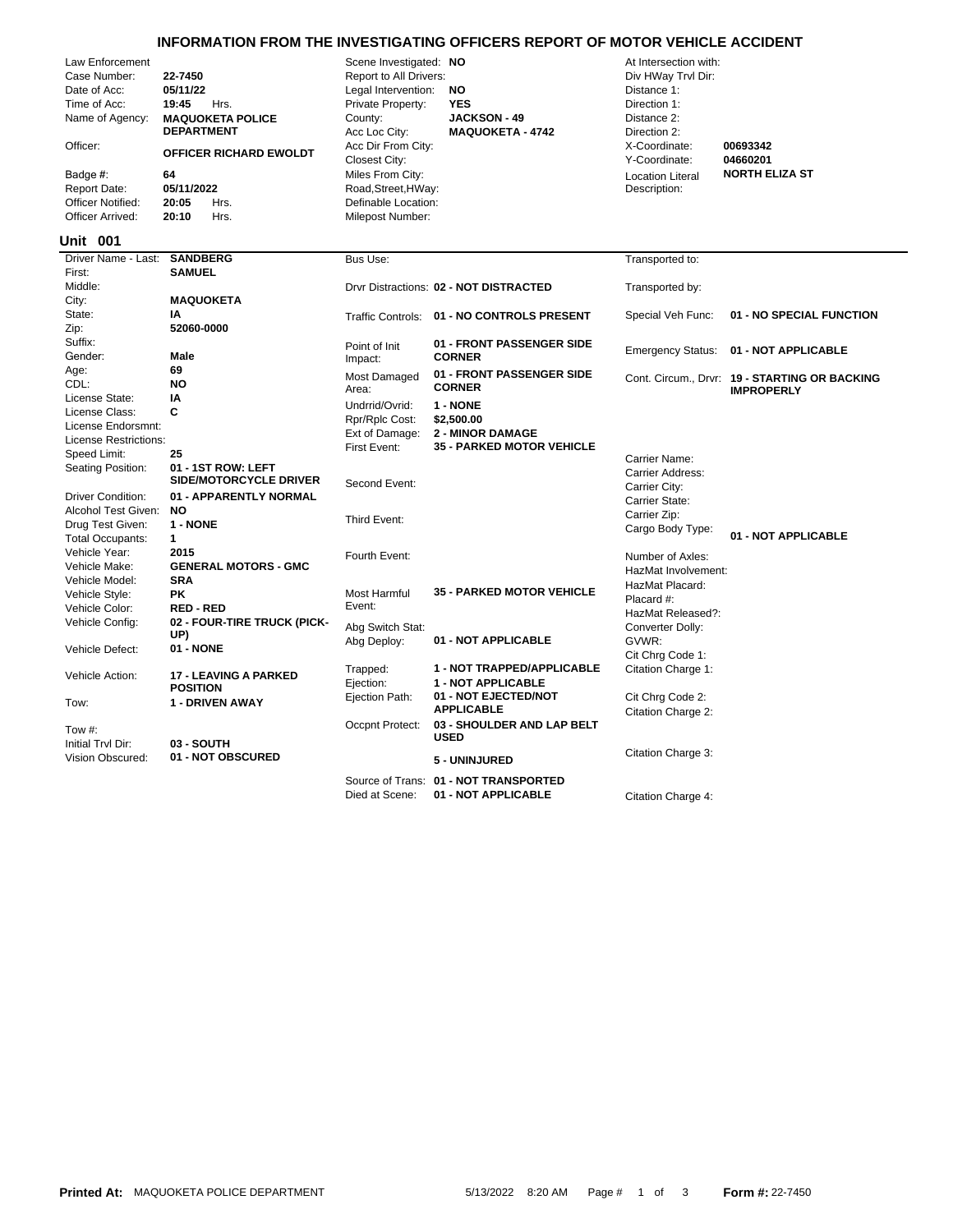# INFORMATION FROM THE INVESTIGATING OFFICERS REPORT OF MOTOR VEHICLE ACCIDENT

| | | | | | |
|---|---|---|---|---|---|
| Law Enforcement | | Scene Investigated: | NO | At Intersection with: | |
| Case Number: | 22-7450 | Report to All Drivers: | | Div HWay Trvl Dir: | |
| Date of Acc: | 05/11/22 | Legal Intervention: | NO | Distance 1: | |
| Time of Acc: | 19:45 Hrs. | Private Property: | YES | Direction 1: | |
| Name of Agency: | MAQUOKETA POLICE DEPARTMENT | County: | JACKSON - 49 | Distance 2: | |
| | | Acc Loc City: | MAQUOKETA - 4742 | Direction 2: | |
| Officer: | OFFICER RICHARD EWOLDT | Acc Dir From City: | | X-Coordinate: | 00693342 |
| | | Closest City: | | Y-Coordinate: | 04660201 |
| Badge #: | 64 | Miles From City: | | Location Literal Description: | NORTH ELIZA ST |
| Report Date: | 05/11/2022 | Road,Street,HWay: | | | |
| Officer Notified: | 20:05 Hrs. | Definable Location: | | | |
| Officer Arrived: | 20:10 Hrs. | Milepost Number: | | | |

## Unit 001

| | | | | | |
|---|---|---|---|---|---|
| Driver Name - Last: | SANDBERG | Bus Use: | | Transported to: | |
| First: | SAMUEL | | | | |
| Middle: | | Drvr Distractions: | 02 - NOT DISTRACTED | Transported by: | |
| City: | MAQUOKETA | | | | |
| State: | IA | Traffic Controls: | 01 - NO CONTROLS PRESENT | Special Veh Func: | 01 - NO SPECIAL FUNCTION |
| Zip: | 52060-0000 | | | | |
| Suffix: | | Point of Init Impact: | 01 - FRONT PASSENGER SIDE CORNER | Emergency Status: | 01 - NOT APPLICABLE |
| Gender: | Male | | | | |
| Age: | 69 | Most Damaged Area: | 01 - FRONT PASSENGER SIDE CORNER | Cont. Circum., Drvr: | 19 - STARTING OR BACKING IMPROPERLY |
| CDL: | NO | | | | |
| License State: | IA | Undrrid/Ovrid: | 1 - NONE | | |
| License Class: | C | Rpr/Rplc Cost: | $2,500.00 | | |
| License Endorsmnt: | | Ext of Damage: | 2 - MINOR DAMAGE | | |
| License Restrictions: | | First Event: | 35 - PARKED MOTOR VEHICLE | | |
| Speed Limit: | 25 | | | Carrier Name: | |
| Seating Position: | 01 - 1ST ROW: LEFT SIDE/MOTORCYCLE DRIVER | Second Event: | | Carrier Address: | |
| | | | | Carrier City: | |
| Driver Condition: | 01 - APPARENTLY NORMAL | | | Carrier State: | |
| Alcohol Test Given: | NO | Third Event: | | Carrier Zip: | |
| Drug Test Given: | 1 - NONE | | | Cargo Body Type: | 01 - NOT APPLICABLE |
| Total Occupants: | 1 | | | | |
| Vehicle Year: | 2015 | Fourth Event: | | Number of Axles: | |
| Vehicle Make: | GENERAL MOTORS - GMC | | | HazMat Involvement: | |
| Vehicle Model: | SRA | | | HazMat Placard: | |
| Vehicle Style: | PK | Most Harmful Event: | 35 - PARKED MOTOR VEHICLE | Placard #: | |
| Vehicle Color: | RED - RED | | | HazMat Released?: | |
| Vehicle Config: | 02 - FOUR-TIRE TRUCK (PICK-UP) | Abg Switch Stat: | | Converter Dolly: | |
| | | Abg Deploy: | 01 - NOT APPLICABLE | GVWR: | |
| Vehicle Defect: | 01 - NONE | | | Cit Chrg Code 1: | |
| Vehicle Action: | 17 - LEAVING A PARKED POSITION | Trapped: | 1 - NOT TRAPPED/APPLICABLE | Citation Charge 1: | |
| | | Ejection: | 1 - NOT APPLICABLE | | |
| Tow: | 1 - DRIVEN AWAY | Ejection Path: | 01 - NOT EJECTED/NOT APPLICABLE | Cit Chrg Code 2: | |
| | | | | Citation Charge 2: | |
| Tow #: | | Occpnt Protect: | 03 - SHOULDER AND LAP BELT USED | | |
| Initial Trvl Dir: | 03 - SOUTH | | | | |
| Vision Obscured: | 01 - NOT OBSCURED | | 5 - UNINJURED | Citation Charge 3: | |
| | | Source of Trans: | 01 - NOT TRANSPORTED | | |
| | | Died at Scene: | 01 - NOT APPLICABLE | Citation Charge 4: | |

**Printed At:** MAQUOKETA POLICE DEPARTMENT 5/13/2022 8:20 AM **Form #:** 22-7450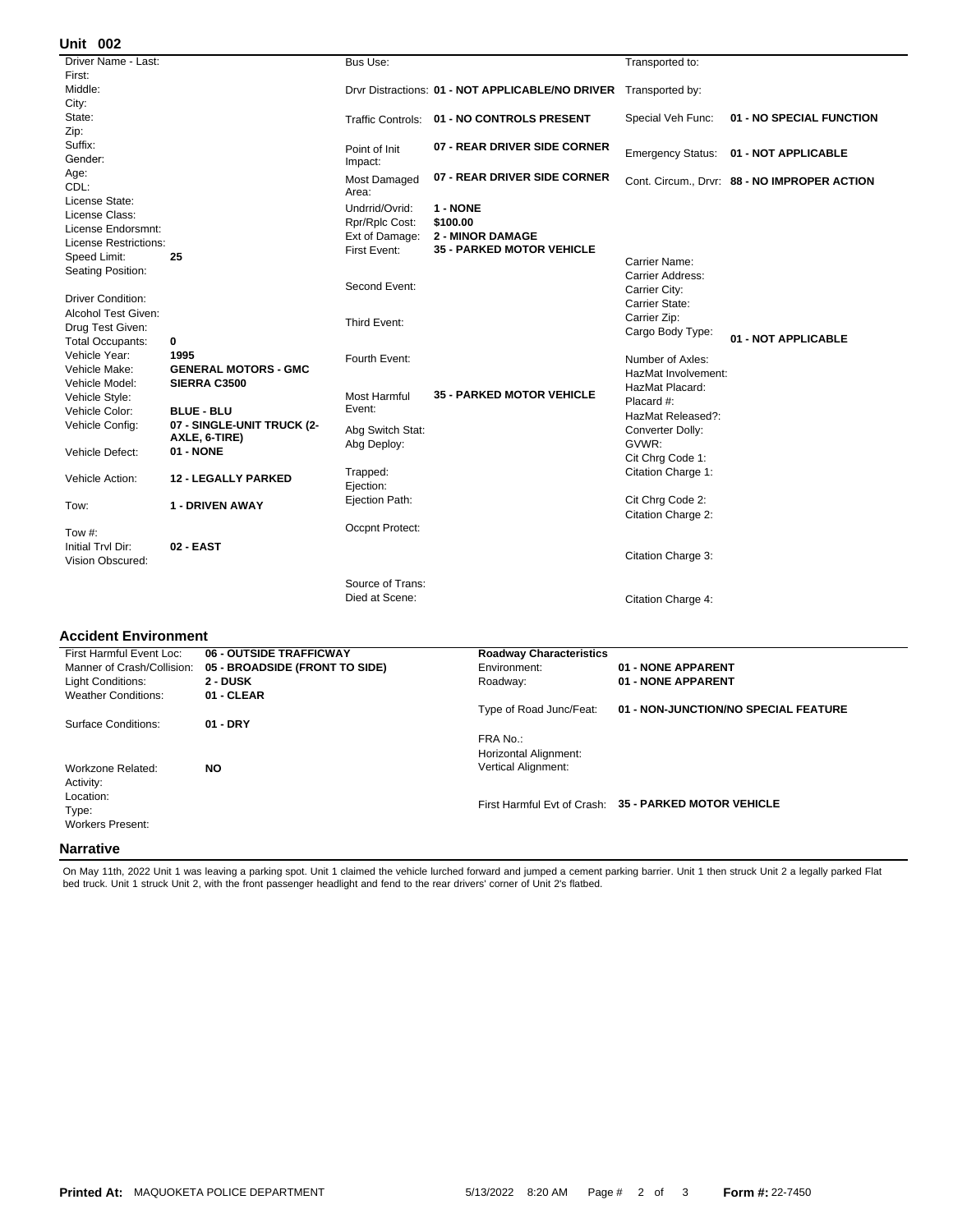## Unit 002

| Field | Value |
| --- | --- |
| Driver Name - Last: | |
| First: | |
| Middle: | |
| City: | |
| State: | |
| Zip: | |
| Suffix: | |
| Gender: | |
| Age: | |
| CDL: | |
| License State: | |
| License Class: | |
| License Endorsmnt: | |
| License Restrictions: | |
| Speed Limit: | 25 |
| Seating Position: | |
| Driver Condition: | |
| Alcohol Test Given: | |
| Drug Test Given: | |
| Total Occupants: | 0 |
| Vehicle Year: | 1995 |
| Vehicle Make: | GENERAL MOTORS - GMC |
| Vehicle Model: | SIERRA C3500 |
| Vehicle Style: | |
| Vehicle Color: | BLUE - BLU |
| Vehicle Config: | 07 - SINGLE-UNIT TRUCK (2-AXLE, 6-TIRE) |
| Vehicle Defect: | 01 - NONE |
| Vehicle Action: | 12 - LEGALLY PARKED |
| Tow: | 1 - DRIVEN AWAY |
| Tow #: | |
| Initial Trvl Dir: | 02 - EAST |
| Vision Obscured: | |

| Field | Value |
| --- | --- |
| Bus Use: | |
| Drvr Distractions: | 01 - NOT APPLICABLE/NO DRIVER |
| Traffic Controls: | 01 - NO CONTROLS PRESENT |
| Point of Init Impact: | 07 - REAR DRIVER SIDE CORNER |
| Most Damaged Area: | 07 - REAR DRIVER SIDE CORNER |
| Undrrid/Ovrid: | 1 - NONE |
| Rpr/Rplc Cost: | $100.00 |
| Ext of Damage: | 2 - MINOR DAMAGE |
| First Event: | 35 - PARKED MOTOR VEHICLE |
| Second Event: | |
| Third Event: | |
| Fourth Event: | |
| Most Harmful Event: | 35 - PARKED MOTOR VEHICLE |
| Abg Switch Stat: | |
| Abg Deploy: | |
| Trapped: | |
| Ejection: | |
| Ejection Path: | |
| Occpnt Protect: | |
| Source of Trans: | |
| Died at Scene: | |

| Field | Value |
| --- | --- |
| Transported to: | |
| Transported by: | |
| Special Veh Func: | 01 - NO SPECIAL FUNCTION |
| Emergency Status: | 01 - NOT APPLICABLE |
| Cont. Circum., Drvr: | 88 - NO IMPROPER ACTION |
| Carrier Name: | |
| Carrier Address: | |
| Carrier City: | |
| Carrier State: | |
| Carrier Zip: | |
| Cargo Body Type: | 01 - NOT APPLICABLE |
| Number of Axles: | |
| HazMat Involvement: | |
| HazMat Placard: | |
| Placard #: | |
| HazMat Released?: | |
| Converter Dolly: | |
| GVWR: | |
| Cit Chrg Code 1: | |
| Citation Charge 1: | |
| Cit Chrg Code 2: | |
| Citation Charge 2: | |
| Citation Charge 3: | |
| Citation Charge 4: | |

## Accident Environment

| Field | Value |
| --- | --- |
| First Harmful Event Loc: | 06 - OUTSIDE TRAFFICWAY |
| Manner of Crash/Collision: | 05 - BROADSIDE (FRONT TO SIDE) |
| Light Conditions: | 2 - DUSK |
| Weather Conditions: | 01 - CLEAR |
| Surface Conditions: | 01 - DRY |
| Workzone Related: | NO |
| Activity: | |
| Location: | |
| Type: | |
| Workers Present: | |

| Roadway Characteristics | |
| --- | --- |
| Environment: | 01 - NONE APPARENT |
| Roadway: | 01 - NONE APPARENT |
| Type of Road Junc/Feat: | 01 - NON-JUNCTION/NO SPECIAL FEATURE |
| FRA No.: | |
| Horizontal Alignment: | |
| Vertical Alignment: | |
| First Harmful Evt of Crash: | 35 - PARKED MOTOR VEHICLE |

## Narrative

On May 11th, 2022 Unit 1 was leaving a parking spot. Unit 1 claimed the vehicle lurched forward and jumped a cement parking barrier. Unit 1 then struck Unit 2 a legally parked Flat bed truck. Unit 1 struck Unit 2, with the front passenger headlight and fend to the rear drivers' corner of Unit 2's flatbed.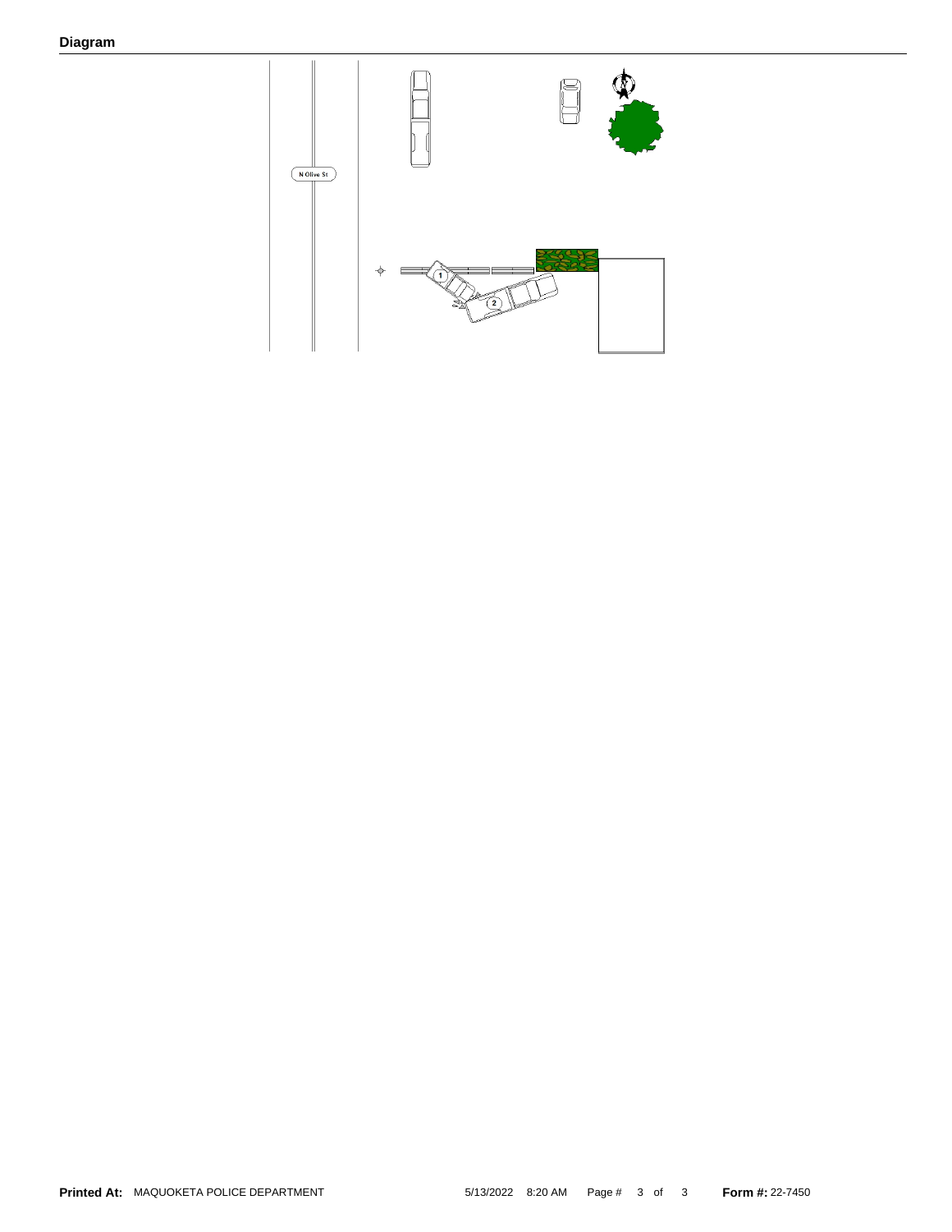**Diagram**

N Olive St

1

2